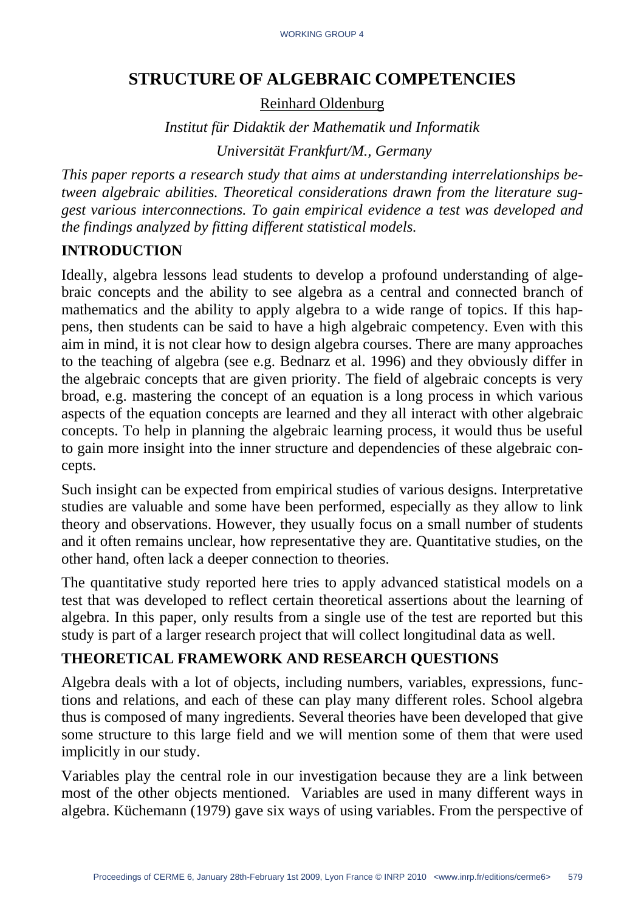# STRUCTURE OF ALGEBRAIC COMPETENCIES

Reinhard Oldenburg

*Institut für Didaktik der Mathematik und Informatik*

*Universität Frankfurt/M., Germany*

*This paper reports a research study that aims at understanding interrelationships between algebraic abilities. Theoretical considerations drawn from the literature suggest various interconnections. To gain empirical evidence a test was developed and the findings analyzed by fitting different statistical models.*

## INTRODUCTION

Ideally, algebra lessons lead students to develop a profound understanding of algebraic concepts and the ability to see algebra as a central and connected branch of mathematics and the ability to apply algebra to a wide range of topics. If this happens, then students can be said to have a high algebraic competency. Even with this aim in mind, it is not clear how to design algebra courses. There are many approaches to the teaching of algebra (see e.g. Bednarz et al. 1996) and they obviously differ in the algebraic concepts that are given priority. The field of algebraic concepts is very broad, e.g. mastering the concept of an equation is a long process in which various aspects of the equation concepts are learned and they all interact with other algebraic concepts. To help in planning the algebraic learning process, it would thus be useful to gain more insight into the inner structure and dependencies of these algebraic concepts.

Such insight can be expected from empirical studies of various designs. Interpretative studies are valuable and some have been performed, especially as they allow to link theory and observations. However, they usually focus on a small number of students and it often remains unclear, how representative they are. Quantitative studies, on the other hand, often lack a deeper connection to theories.

The quantitative study reported here tries to apply advanced statistical models on a test that was developed to reflect certain theoretical assertions about the learning of algebra. In this paper, only results from a single use of the test are reported but this study is part of a larger research project that will collect longitudinal data as well.

## THEORETICAL FRAMEWORK AND RESEARCH QUESTIONS

Algebra deals with a lot of objects, including numbers, variables, expressions, functions and relations, and each of these can play many different roles. School algebra thus is composed of many ingredients. Several theories have been developed that give some structure to this large field and we will mention some of them that were used implicitly in our study.

Variables play the central role in our investigation because they are a link between most of the other objects mentioned. Variables are used in many different ways in algebra. Küchemann (1979) gave six ways of using variables. From the perspective of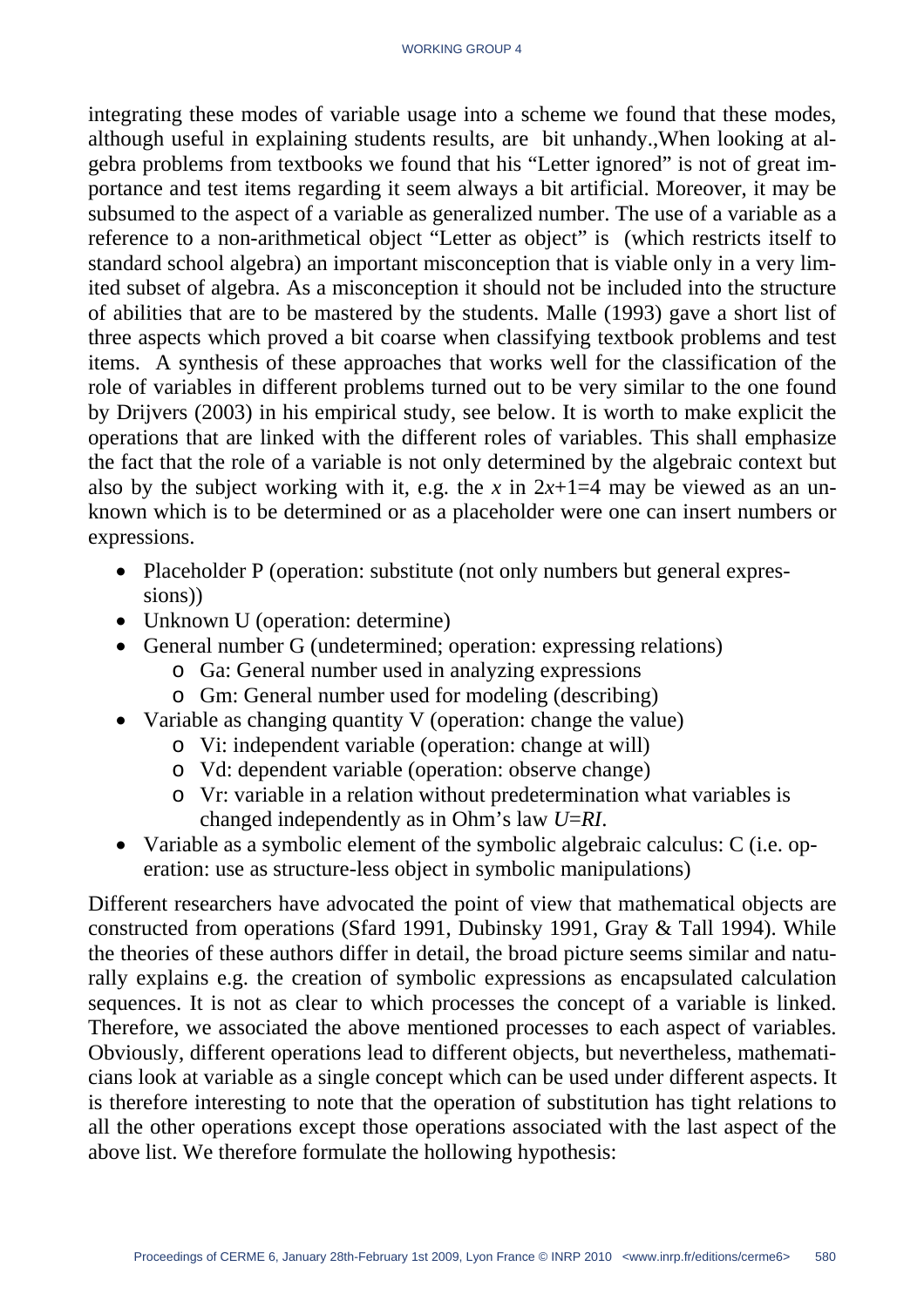integrating these modes of variable usage into a scheme we found that these modes, although useful in explaining students results, are bit unhandy.,When looking at algebra problems from textbooks we found that his "Letter ignored" is not of great importance and test items regarding it seem always a bit artificial. Moreover, it may be subsumed to the aspect of a variable as generalized number. The use of a variable as a reference to a non-arithmetical object "Letter as object" is (which restricts itself to standard school algebra) an important misconception that is viable only in a very limited subset of algebra. As a misconception it should not be included into the structure of abilities that are to be mastered by the students. Malle (1993) gave a short list of three aspects which proved a bit coarse when classifying textbook problems and test items. A synthesis of these approaches that works well for the classification of the role of variables in different problems turned out to be very similar to the one found by Drijvers (2003) in his empirical study, see below. It is worth to make explicit the operations that are linked with the different roles of variables. This shall emphasize the fact that the role of a variable is not only determined by the algebraic context but also by the subject working with it, e.g. the $x$ in $2x+1=4$ may be viewed as an unknown which is to be determined or as a placeholder were one can insert numbers or expressions.

- Placeholder P (operation: substitute (not only numbers but general expressions))
- Unknown U (operation: determine)
- General number G (undetermined; operation: expressing relations)
  - Ga: General number used in analyzing expressions
  - Gm: General number used for modeling (describing)
- Variable as changing quantity V (operation: change the value)
  - Vi: independent variable (operation: change at will)
  - Vd: dependent variable (operation: observe change)
  - Vr: variable in a relation without predetermination what variables is changed independently as in Ohm's law $U=RI$.
- Variable as a symbolic element of the symbolic algebraic calculus: C (i.e. operation: use as structure-less object in symbolic manipulations)

Different researchers have advocated the point of view that mathematical objects are constructed from operations (Sfard 1991, Dubinsky 1991, Gray & Tall 1994). While the theories of these authors differ in detail, the broad picture seems similar and naturally explains e.g. the creation of symbolic expressions as encapsulated calculation sequences. It is not as clear to which processes the concept of a variable is linked. Therefore, we associated the above mentioned processes to each aspect of variables. Obviously, different operations lead to different objects, but nevertheless, mathematicians look at variable as a single concept which can be used under different aspects. It is therefore interesting to note that the operation of substitution has tight relations to all the other operations except those operations associated with the last aspect of the above list. We therefore formulate the hollowing hypothesis: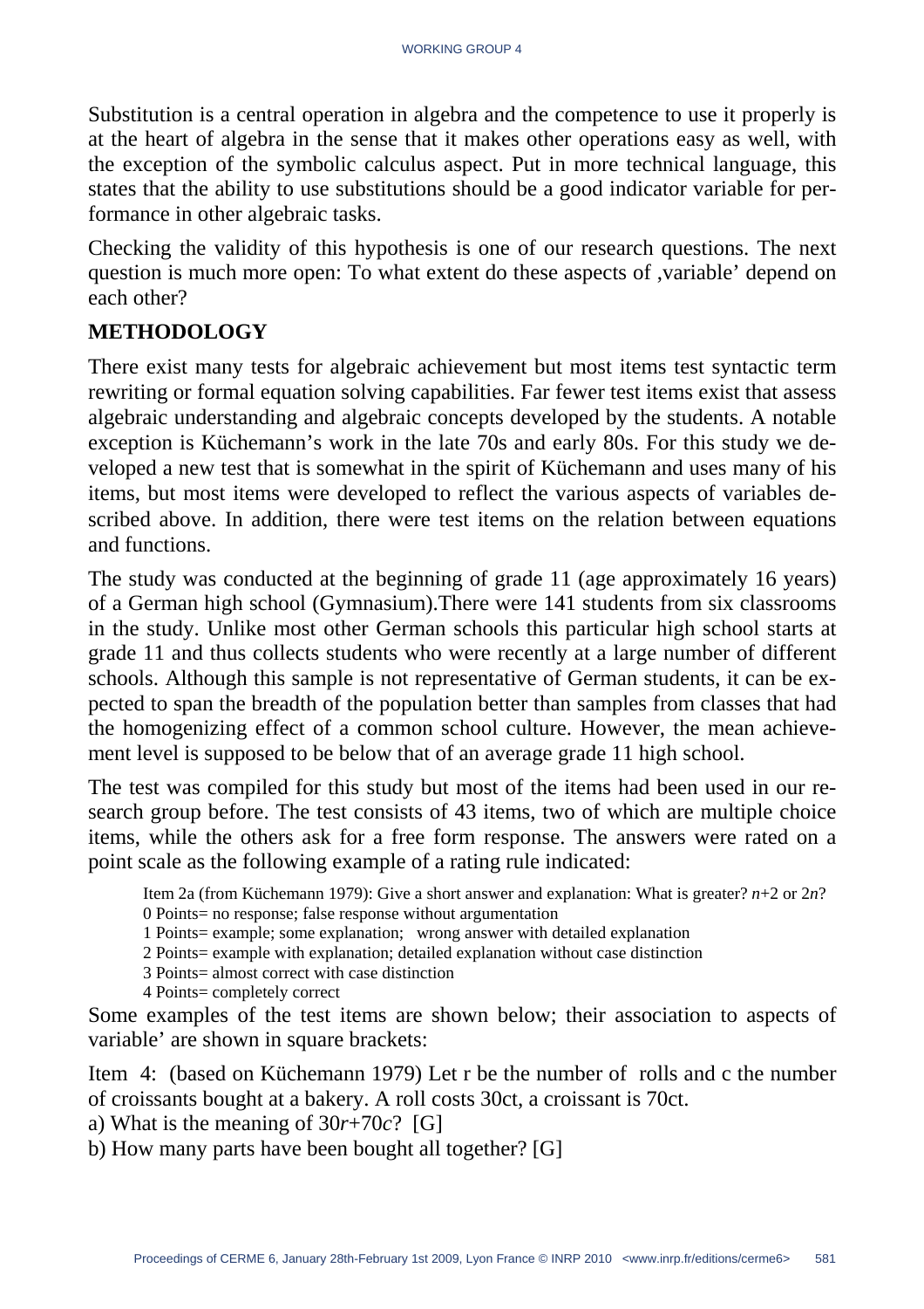Substitution is a central operation in algebra and the competence to use it properly is at the heart of algebra in the sense that it makes other operations easy as well, with the exception of the symbolic calculus aspect. Put in more technical language, this states that the ability to use substitutions should be a good indicator variable for performance in other algebraic tasks.

Checking the validity of this hypothesis is one of our research questions. The next question is much more open: To what extent do these aspects of ‚variable' depend on each other?

## METHODOLOGY

There exist many tests for algebraic achievement but most items test syntactic term rewriting or formal equation solving capabilities. Far fewer test items exist that assess algebraic understanding and algebraic concepts developed by the students. A notable exception is Küchemann's work in the late 70s and early 80s. For this study we developed a new test that is somewhat in the spirit of Küchemann and uses many of his items, but most items were developed to reflect the various aspects of variables described above. In addition, there were test items on the relation between equations and functions.

The study was conducted at the beginning of grade 11 (age approximately 16 years) of a German high school (Gymnasium).There were 141 students from six classrooms in the study. Unlike most other German schools this particular high school starts at grade 11 and thus collects students who were recently at a large number of different schools. Although this sample is not representative of German students, it can be expected to span the breadth of the population better than samples from classes that had the homogenizing effect of a common school culture. However, the mean achievement level is supposed to be below that of an average grade 11 high school.

The test was compiled for this study but most of the items had been used in our research group before. The test consists of 43 items, two of which are multiple choice items, while the others ask for a free form response. The answers were rated on a point scale as the following example of a rating rule indicated:

> Item 2a (from Küchemann 1979): Give a short answer and explanation: What is greater? $n+2$ or $2n$?
> 0 Points= no response; false response without argumentation
> 1 Points= example; some explanation; wrong answer with detailed explanation
> 2 Points= example with explanation; detailed explanation without case distinction
> 3 Points= almost correct with case distinction
> 4 Points= completely correct

Some examples of the test items are shown below; their association to aspects of variable' are shown in square brackets:

Item 4: (based on Küchemann 1979) Let r be the number of rolls and c the number of croissants bought at a bakery. A roll costs 30ct, a croissant is 70ct.

a) What is the meaning of $30r+70c$? [G]

b) How many parts have been bought all together? [G]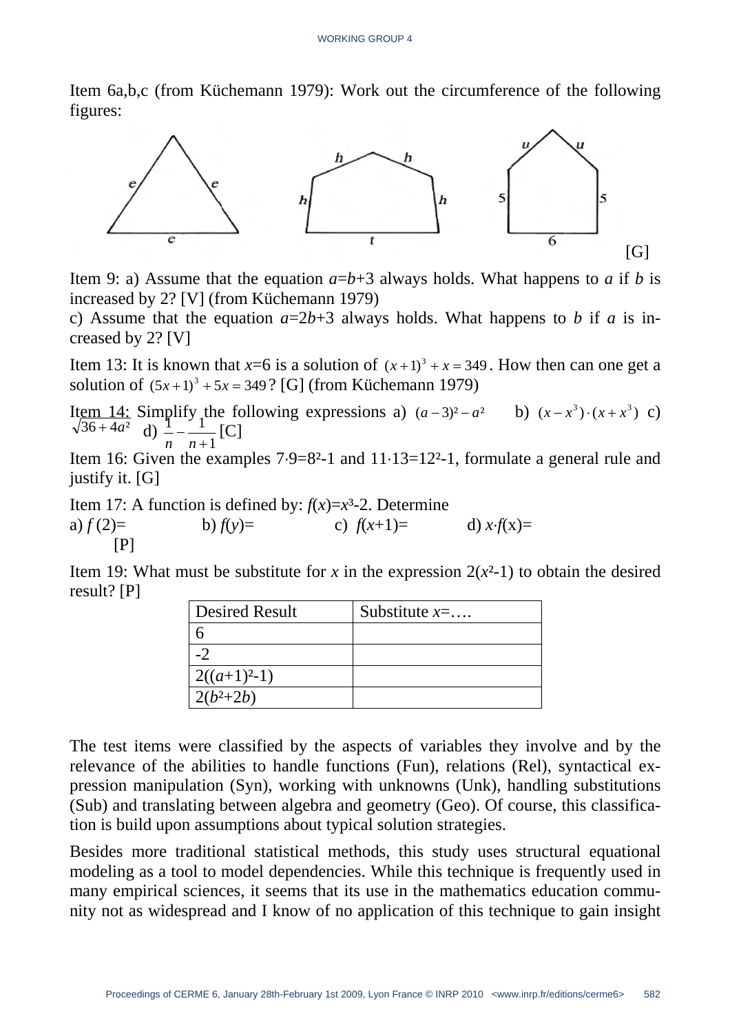Item 6a,b,c (from Küchemann 1979): Work out the circumference of the following figures:

[G]

Item 9: a) Assume that the equation $a$=$b$+3 always holds. What happens to $a$ if $b$ is increased by 2? [V] (from Küchemann 1979)

c) Assume that the equation $a$=2$b$+3 always holds. What happens to $b$ if $a$ is increased by 2? [V]

Item 13: It is known that $x$=6 is a solution of $(x+1)^3 + x = 349$. How then can one get a solution of $(5x+1)^3 + 5x = 349$? [G] (from Küchemann 1979)

Item 14: Simplify the following expressions a) $(a-3)^2 - a^2$ b) $(x-x^3)\cdot(x+x^3)$ c) $\sqrt{36+4a^2}$ d) $\frac{1}{n} - \frac{1}{n+1}$ [C]

Item 16: Given the examples $7\cdot 9=8^2-1$ and $11\cdot 13=12^2-1$, formulate a general rule and justify it. [G]

Item 17: A function is defined by: $f(x)=x^3-2$. Determine

a) $f(2)$= b) $f(y)$= c) $f(x+1)$= d) $x\cdot f(x)$=

[P]

Item 19: What must be substitute for $x$ in the expression $2(x^2-1)$ to obtain the desired result? [P]

| Desired Result | Substitute $x$=…. |
|---|---|
| 6 | |
| -2 | |
| $2((a+1)^2-1)$ | |
| $2(b^2+2b)$ | |

The test items were classified by the aspects of variables they involve and by the relevance of the abilities to handle functions (Fun), relations (Rel), syntactical expression manipulation (Syn), working with unknowns (Unk), handling substitutions (Sub) and translating between algebra and geometry (Geo). Of course, this classification is build upon assumptions about typical solution strategies.

Besides more traditional statistical methods, this study uses structural equational modeling as a tool to model dependencies. While this technique is frequently used in many empirical sciences, it seems that its use in the mathematics education community not as widespread and I know of no application of this technique to gain insight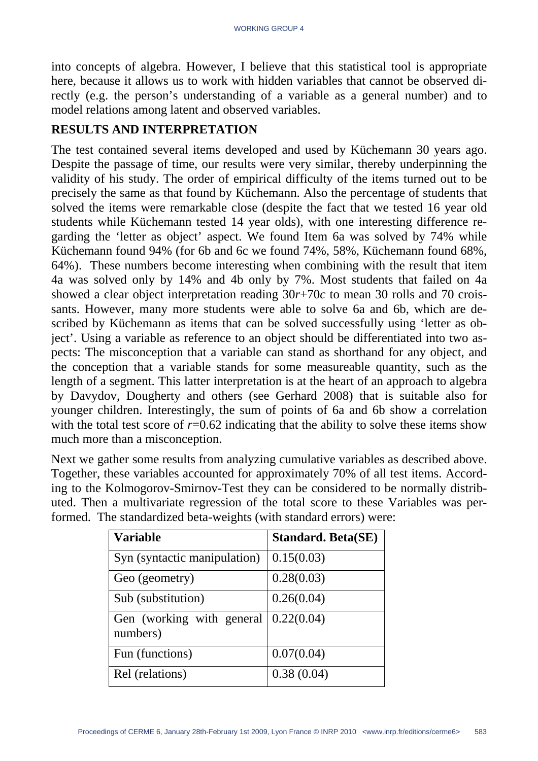into concepts of algebra. However, I believe that this statistical tool is appropriate here, because it allows us to work with hidden variables that cannot be observed directly (e.g. the person's understanding of a variable as a general number) and to model relations among latent and observed variables.

## RESULTS AND INTERPRETATION

The test contained several items developed and used by Küchemann 30 years ago. Despite the passage of time, our results were very similar, thereby underpinning the validity of his study. The order of empirical difficulty of the items turned out to be precisely the same as that found by Küchemann. Also the percentage of students that solved the items were remarkable close (despite the fact that we tested 16 year old students while Küchemann tested 14 year olds), with one interesting difference regarding the 'letter as object' aspect. We found Item 6a was solved by 74% while Küchemann found 94% (for 6b and 6c we found 74%, 58%, Küchemann found 68%, 64%). These numbers become interesting when combining with the result that item 4a was solved only by 14% and 4b only by 7%. Most students that failed on 4a showed a clear object interpretation reading $30r+70c$ to mean 30 rolls and 70 croissants. However, many more students were able to solve 6a and 6b, which are described by Küchemann as items that can be solved successfully using 'letter as object'. Using a variable as reference to an object should be differentiated into two aspects: The misconception that a variable can stand as shorthand for any object, and the conception that a variable stands for some measureable quantity, such as the length of a segment. This latter interpretation is at the heart of an approach to algebra by Davydov, Dougherty and others (see Gerhard 2008) that is suitable also for younger children. Interestingly, the sum of points of 6a and 6b show a correlation with the total test score of $r=0.62$ indicating that the ability to solve these items show much more than a misconception.

Next we gather some results from analyzing cumulative variables as described above. Together, these variables accounted for approximately 70% of all test items. According to the Kolmogorov-Smirnov-Test they can be considered to be normally distributed. Then a multivariate regression of the total score to these Variables was performed. The standardized beta-weights (with standard errors) were:

| Variable | Standard. Beta(SE) |
|---|---|
| Syn (syntactic manipulation) | 0.15(0.03) |
| Geo (geometry) | 0.28(0.03) |
| Sub (substitution) | 0.26(0.04) |
| Gen (working with general numbers) | 0.22(0.04) |
| Fun (functions) | 0.07(0.04) |
| Rel (relations) | 0.38 (0.04) |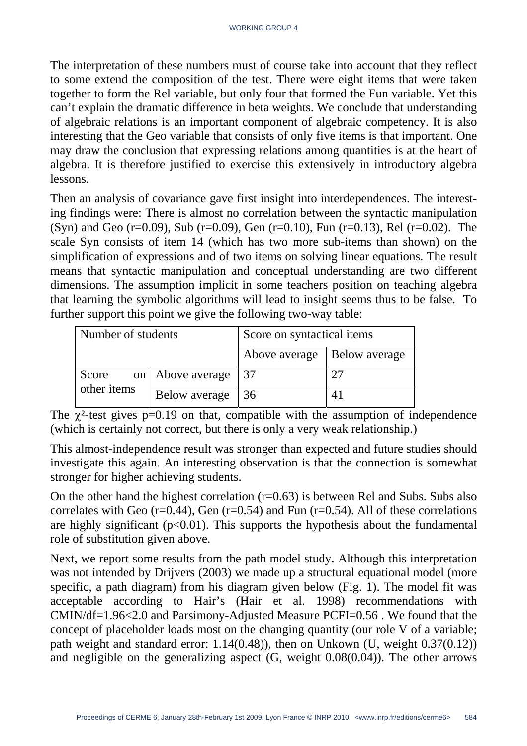The interpretation of these numbers must of course take into account that they reflect to some extend the composition of the test. There were eight items that were taken together to form the Rel variable, but only four that formed the Fun variable. Yet this can't explain the dramatic difference in beta weights. We conclude that understanding of algebraic relations is an important component of algebraic competency. It is also interesting that the Geo variable that consists of only five items is that important. One may draw the conclusion that expressing relations among quantities is at the heart of algebra. It is therefore justified to exercise this extensively in introductory algebra lessons.

Then an analysis of covariance gave first insight into interdependences. The interesting findings were: There is almost no correlation between the syntactic manipulation (Syn) and Geo (r=0.09), Sub (r=0.09), Gen (r=0.10), Fun (r=0.13), Rel (r=0.02). The scale Syn consists of item 14 (which has two more sub-items than shown) on the simplification of expressions and of two items on solving linear equations. The result means that syntactic manipulation and conceptual understanding are two different dimensions. The assumption implicit in some teachers position on teaching algebra that learning the symbolic algorithms will lead to insight seems thus to be false. To further support this point we give the following two-way table:

| Number of students | | Score on syntactical items | |
|---|---|---|---|
| | | Above average | Below average |
| Score on other items | Above average | 37 | 27 |
| | Below average | 36 | 41 |

The $\chi^2$-test gives p=0.19 on that, compatible with the assumption of independence (which is certainly not correct, but there is only a very weak relationship.)

This almost-independence result was stronger than expected and future studies should investigate this again. An interesting observation is that the connection is somewhat stronger for higher achieving students.

On the other hand the highest correlation (r=0.63) is between Rel and Subs. Subs also correlates with Geo (r=0.44), Gen (r=0.54) and Fun (r=0.54). All of these correlations are highly significant ($p<0.01$). This supports the hypothesis about the fundamental role of substitution given above.

Next, we report some results from the path model study. Although this interpretation was not intended by Drijvers (2003) we made up a structural equational model (more specific, a path diagram) from his diagram given below (Fig. 1). The model fit was acceptable according to Hair's (Hair et al. 1998) recommendations with CMIN/df=1.96<2.0 and Parsimony-Adjusted Measure PCFI=0.56 . We found that the concept of placeholder loads most on the changing quantity (our role V of a variable; path weight and standard error: 1.14(0.48)), then on Unkown (U, weight 0.37(0.12)) and negligible on the generalizing aspect (G, weight 0.08(0.04)). The other arrows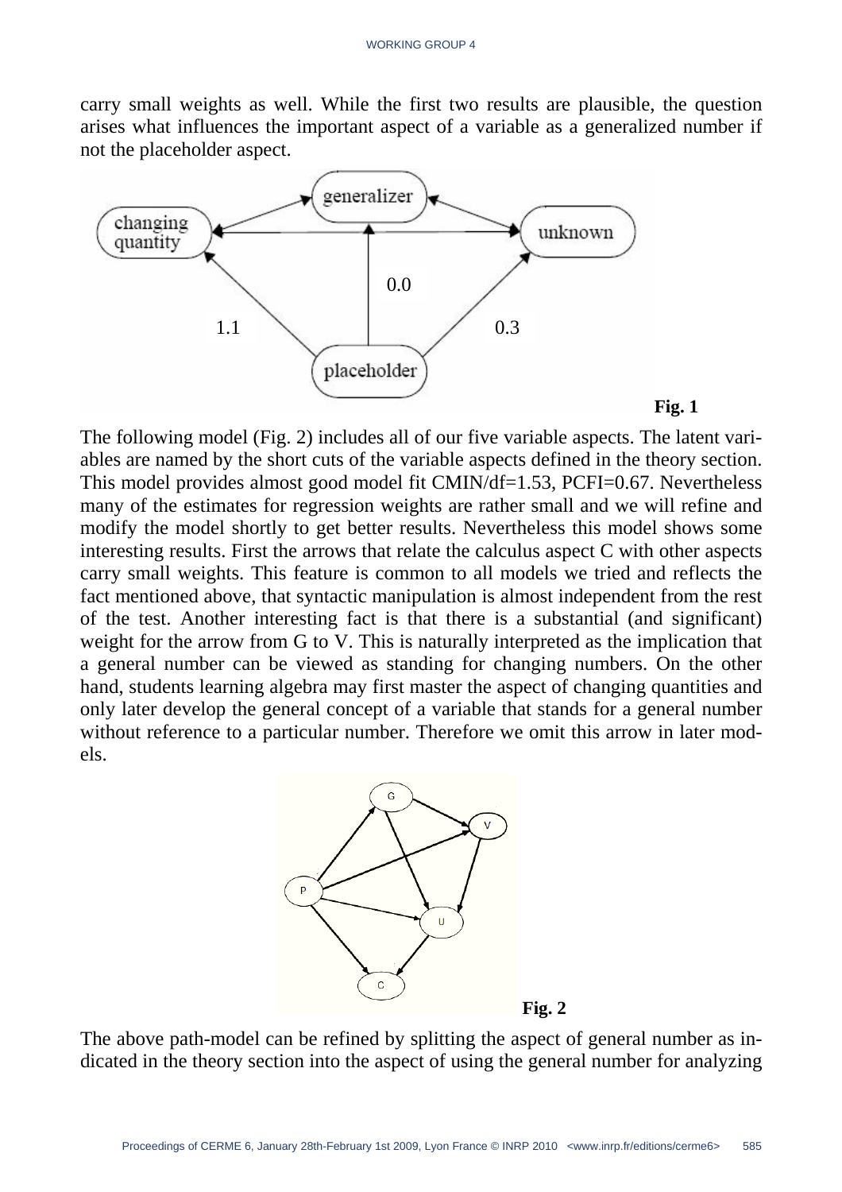carry small weights as well. While the first two results are plausible, the question arises what influences the important aspect of a variable as a generalized number if not the placeholder aspect.

**Fig. 1**

The following model (Fig. 2) includes all of our five variable aspects. The latent variables are named by the short cuts of the variable aspects defined in the theory section. This model provides almost good model fit CMIN/df=1.53, PCFI=0.67. Nevertheless many of the estimates for regression weights are rather small and we will refine and modify the model shortly to get better results. Nevertheless this model shows some interesting results. First the arrows that relate the calculus aspect C with other aspects carry small weights. This feature is common to all models we tried and reflects the fact mentioned above, that syntactic manipulation is almost independent from the rest of the test. Another interesting fact is that there is a substantial (and significant) weight for the arrow from G to V. This is naturally interpreted as the implication that a general number can be viewed as standing for changing numbers. On the other hand, students learning algebra may first master the aspect of changing quantities and only later develop the general concept of a variable that stands for a general number without reference to a particular number. Therefore we omit this arrow in later models.

**Fig. 2**

The above path-model can be refined by splitting the aspect of general number as indicated in the theory section into the aspect of using the general number for analyzing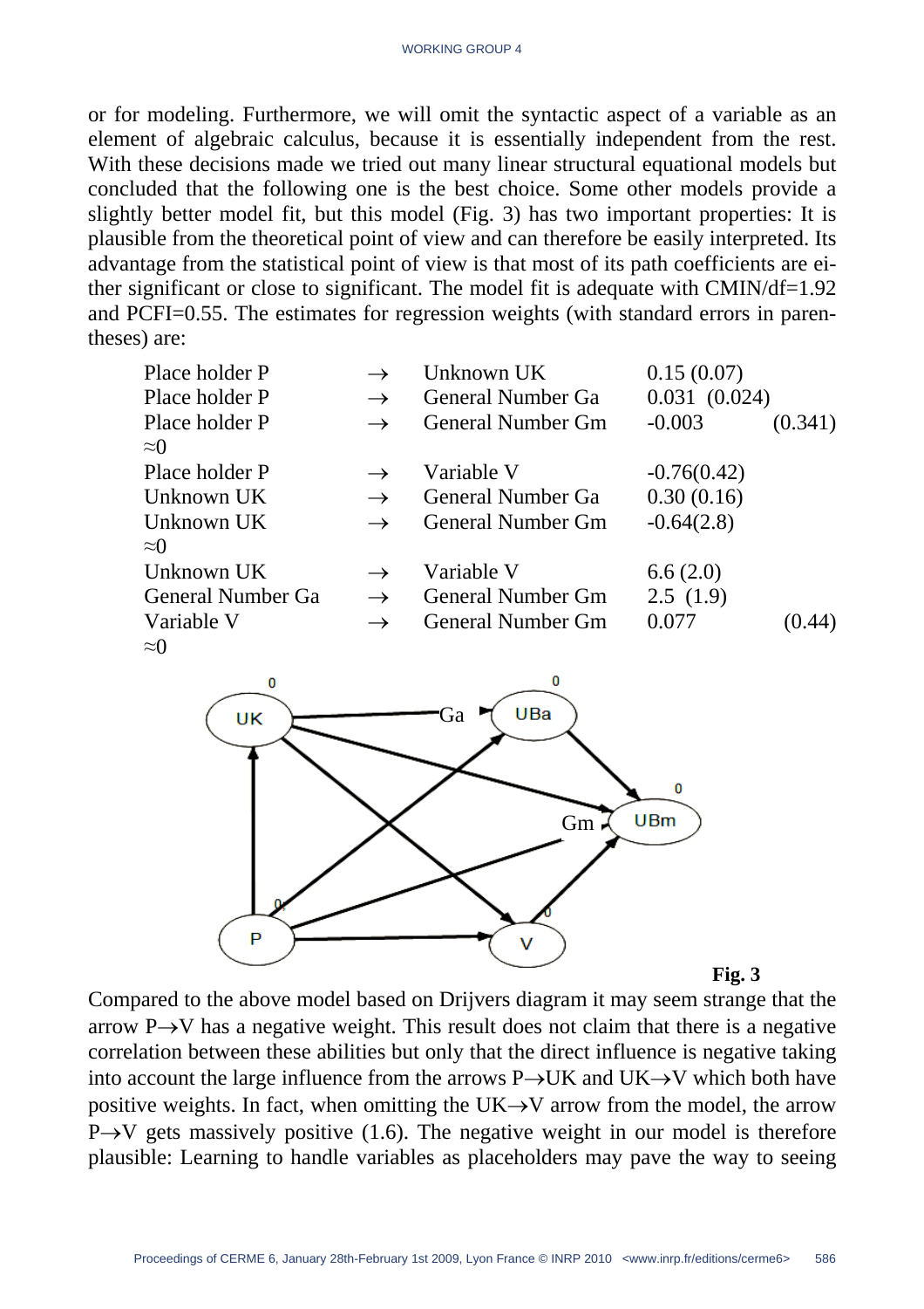or for modeling. Furthermore, we will omit the syntactic aspect of a variable as an element of algebraic calculus, because it is essentially independent from the rest. With these decisions made we tried out many linear structural equational models but concluded that the following one is the best choice. Some other models provide a slightly better model fit, but this model (Fig. 3) has two important properties: It is plausible from the theoretical point of view and can therefore be easily interpreted. Its advantage from the statistical point of view is that most of its path coefficients are either significant or close to significant. The model fit is adequate with CMIN/df=1.92 and PCFI=0.55. The estimates for regression weights (with standard errors in parentheses) are:

| | | | |
|---|---|---|---|
| Place holder P | $\rightarrow$ | Unknown UK | 0.15 (0.07) |
| Place holder P | $\rightarrow$ | General Number Ga | 0.031 (0.024) |
| Place holder P | $\rightarrow$ | General Number Gm | -0.003 (0.341) $\approx 0$ |
| Place holder P | $\rightarrow$ | Variable V | -0.76(0.42) |
| Unknown UK | $\rightarrow$ | General Number Ga | 0.30 (0.16) |
| Unknown UK | $\rightarrow$ | General Number Gm | -0.64(2.8) $\approx 0$ |
| Unknown UK | $\rightarrow$ | Variable V | 6.6 (2.0) |
| General Number Ga | $\rightarrow$ | General Number Gm | 2.5 (1.9) |
| Variable V | $\rightarrow$ | General Number Gm | 0.077 (0.44) $\approx 0$ |

**Fig. 3**

Compared to the above model based on Drijvers diagram it may seem strange that the arrow P$\rightarrow$V has a negative weight. This result does not claim that there is a negative correlation between these abilities but only that the direct influence is negative taking into account the large influence from the arrows P$\rightarrow$UK and UK$\rightarrow$V which both have positive weights. In fact, when omitting the UK$\rightarrow$V arrow from the model, the arrow P$\rightarrow$V gets massively positive (1.6). The negative weight in our model is therefore plausible: Learning to handle variables as placeholders may pave the way to seeing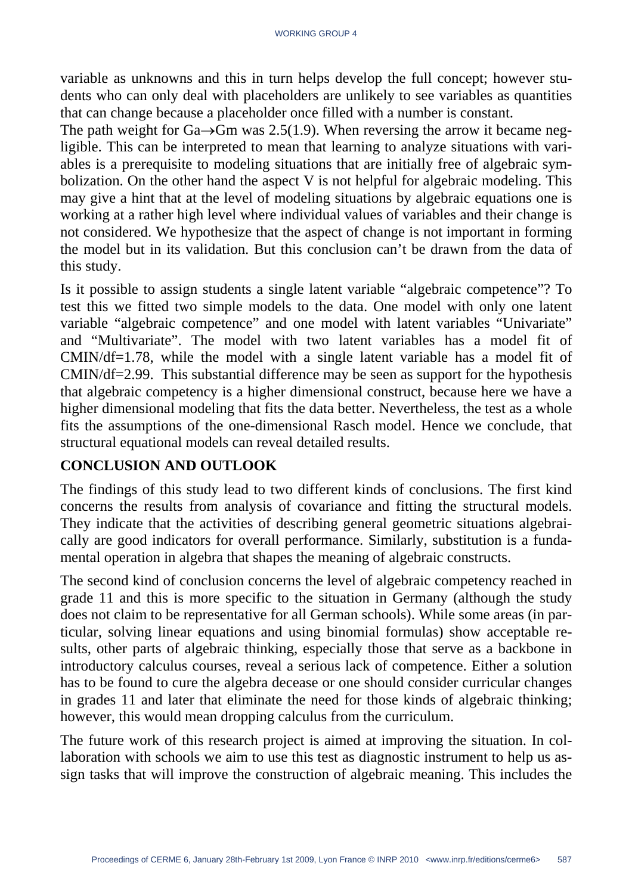variable as unknowns and this in turn helps develop the full concept; however students who can only deal with placeholders are unlikely to see variables as quantities that can change because a placeholder once filled with a number is constant.

The path weight for Ga→Gm was 2.5(1.9). When reversing the arrow it became negligible. This can be interpreted to mean that learning to analyze situations with variables is a prerequisite to modeling situations that are initially free of algebraic symbolization. On the other hand the aspect V is not helpful for algebraic modeling. This may give a hint that at the level of modeling situations by algebraic equations one is working at a rather high level where individual values of variables and their change is not considered. We hypothesize that the aspect of change is not important in forming the model but in its validation. But this conclusion can't be drawn from the data of this study.

Is it possible to assign students a single latent variable "algebraic competence"? To test this we fitted two simple models to the data. One model with only one latent variable "algebraic competence" and one model with latent variables "Univariate" and "Multivariate". The model with two latent variables has a model fit of CMIN/df=1.78, while the model with a single latent variable has a model fit of CMIN/df=2.99. This substantial difference may be seen as support for the hypothesis that algebraic competency is a higher dimensional construct, because here we have a higher dimensional modeling that fits the data better. Nevertheless, the test as a whole fits the assumptions of the one-dimensional Rasch model. Hence we conclude, that structural equational models can reveal detailed results.

## CONCLUSION AND OUTLOOK

The findings of this study lead to two different kinds of conclusions. The first kind concerns the results from analysis of covariance and fitting the structural models. They indicate that the activities of describing general geometric situations algebraically are good indicators for overall performance. Similarly, substitution is a fundamental operation in algebra that shapes the meaning of algebraic constructs.

The second kind of conclusion concerns the level of algebraic competency reached in grade 11 and this is more specific to the situation in Germany (although the study does not claim to be representative for all German schools). While some areas (in particular, solving linear equations and using binomial formulas) show acceptable results, other parts of algebraic thinking, especially those that serve as a backbone in introductory calculus courses, reveal a serious lack of competence. Either a solution has to be found to cure the algebra decease or one should consider curricular changes in grades 11 and later that eliminate the need for those kinds of algebraic thinking; however, this would mean dropping calculus from the curriculum.

The future work of this research project is aimed at improving the situation. In collaboration with schools we aim to use this test as diagnostic instrument to help us assign tasks that will improve the construction of algebraic meaning. This includes the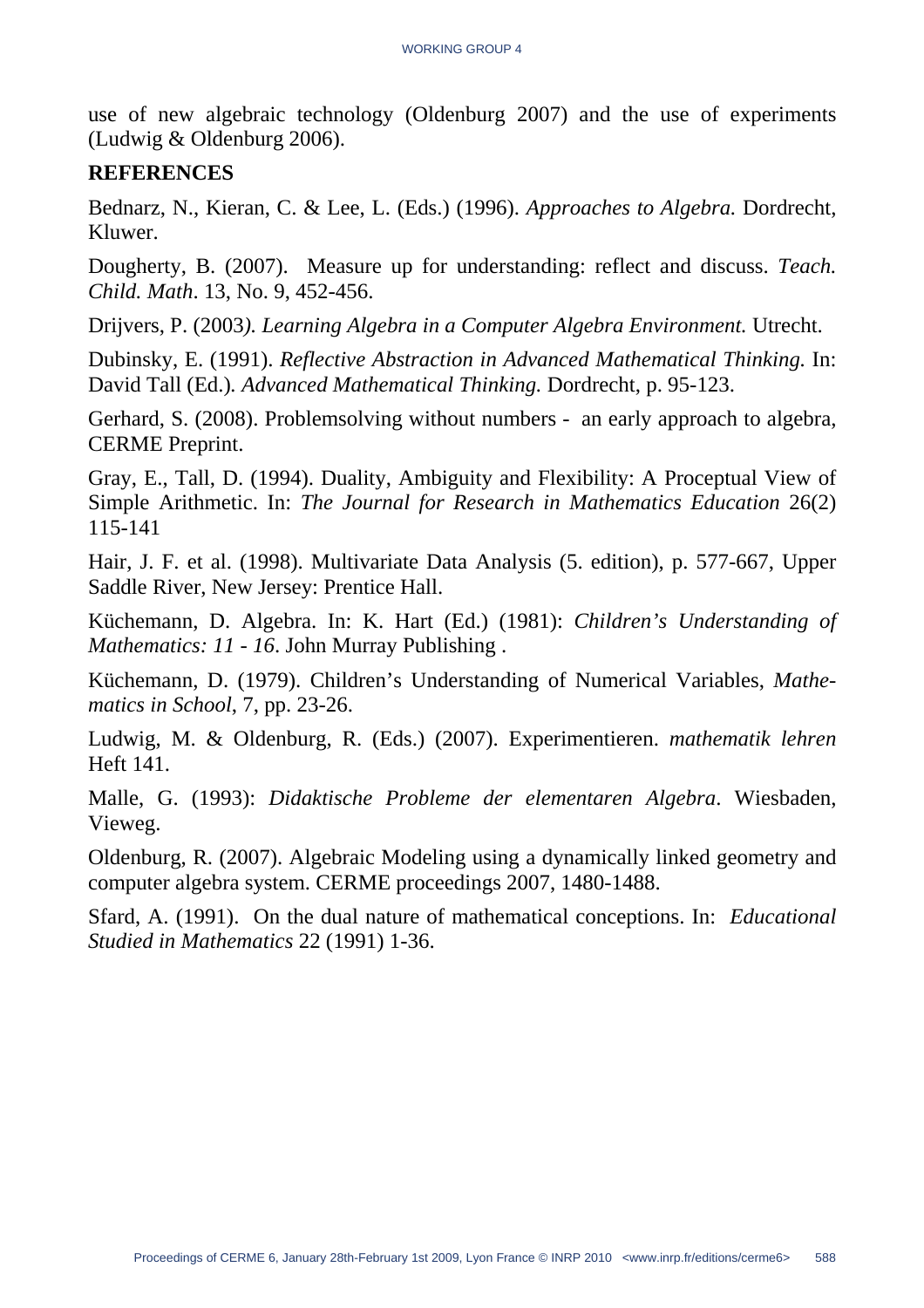use of new algebraic technology (Oldenburg 2007) and the use of experiments (Ludwig & Oldenburg 2006).

## REFERENCES

Bednarz, N., Kieran, C. & Lee, L. (Eds.) (1996). *Approaches to Algebra.* Dordrecht, Kluwer.

Dougherty, B. (2007). Measure up for understanding: reflect and discuss. *Teach. Child. Math*. 13, No. 9, 452-456.

Drijvers, P. (2003*). Learning Algebra in a Computer Algebra Environment.* Utrecht.

Dubinsky, E. (1991). *Reflective Abstraction in Advanced Mathematical Thinking.* In: David Tall (Ed.)*. Advanced Mathematical Thinking.* Dordrecht, p. 95-123.

Gerhard, S. (2008). Problemsolving without numbers - an early approach to algebra, CERME Preprint.

Gray, E., Tall, D. (1994). Duality, Ambiguity and Flexibility: A Proceptual View of Simple Arithmetic. In: *The Journal for Research in Mathematics Education* 26(2) 115-141

Hair, J. F. et al. (1998). Multivariate Data Analysis (5. edition), p. 577-667, Upper Saddle River, New Jersey: Prentice Hall.

Küchemann, D. Algebra. In: K. Hart (Ed.) (1981): *Children's Understanding of Mathematics: 11 - 16*. John Murray Publishing .

Küchemann, D. (1979). Children's Understanding of Numerical Variables, *Mathematics in School*, 7, pp. 23-26.

Ludwig, M. & Oldenburg, R. (Eds.) (2007). Experimentieren. *mathematik lehren* Heft 141.

Malle, G. (1993): *Didaktische Probleme der elementaren Algebra*. Wiesbaden, Vieweg.

Oldenburg, R. (2007). Algebraic Modeling using a dynamically linked geometry and computer algebra system. CERME proceedings 2007, 1480-1488.

Sfard, A. (1991). On the dual nature of mathematical conceptions. In: *Educational Studied in Mathematics* 22 (1991) 1-36.